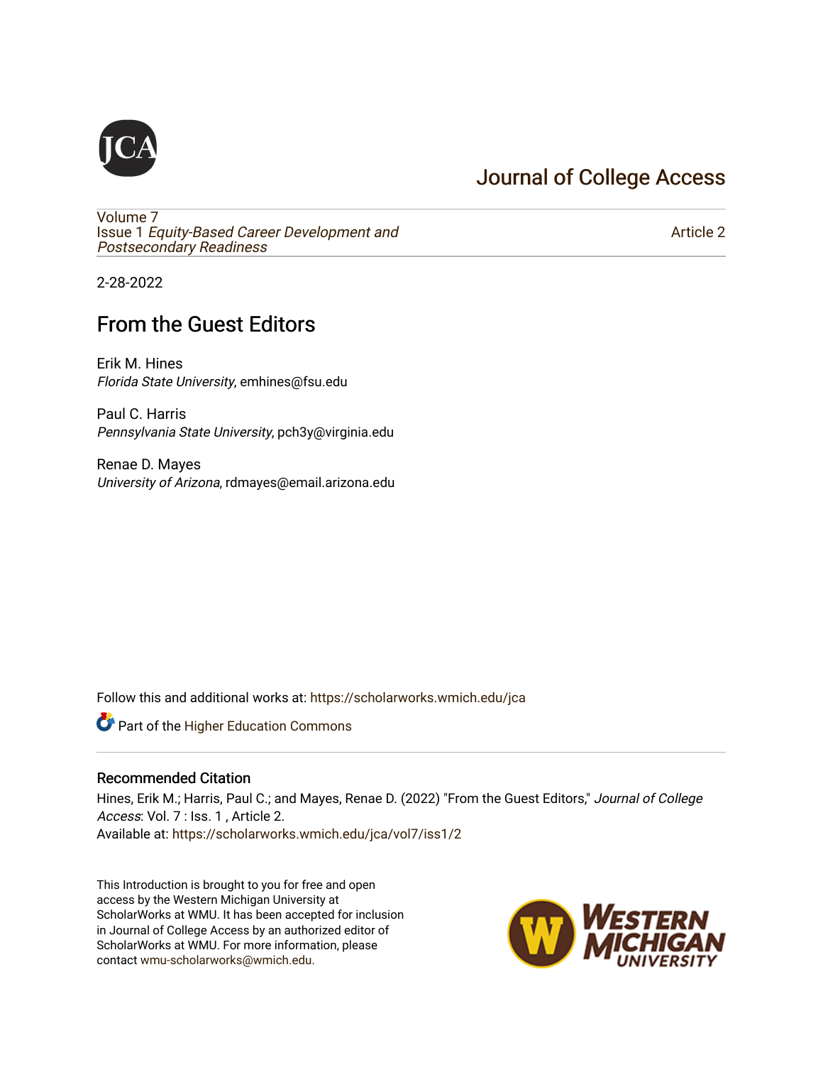# Journal of College Access

Volume 7
Issue 1 *Equity-Based Career Development and Postsecondary Readiness*

Article 2

2-28-2022

## From the Guest Editors

Erik M. Hines
*Florida State University*, emhines@fsu.edu

Paul C. Harris
*Pennsylvania State University*, pch3y@virginia.edu

Renae D. Mayes
*University of Arizona*, rdmayes@email.arizona.edu

Follow this and additional works at: https://scholarworks.wmich.edu/jca

Part of the Higher Education Commons

### Recommended Citation

Hines, Erik M.; Harris, Paul C.; and Mayes, Renae D. (2022) "From the Guest Editors," *Journal of College Access*: Vol. 7 : Iss. 1 , Article 2.
Available at: https://scholarworks.wmich.edu/jca/vol7/iss1/2

This Introduction is brought to you for free and open access by the Western Michigan University at ScholarWorks at WMU. It has been accepted for inclusion in Journal of College Access by an authorized editor of ScholarWorks at WMU. For more information, please contact wmu-scholarworks@wmich.edu.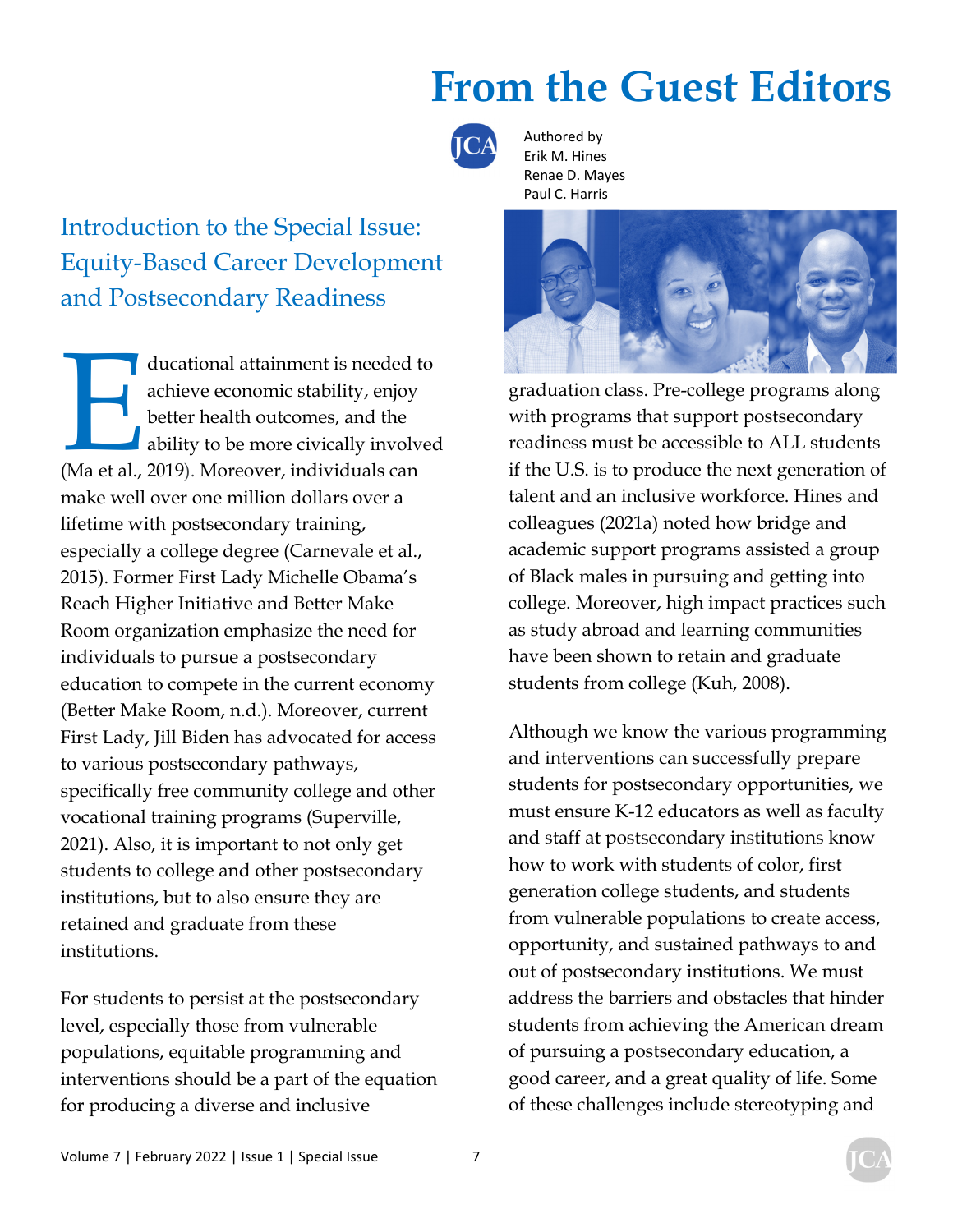# From the Guest Editors

Authored by
Erik M. Hines
Renae D. Mayes
Paul C. Harris

## Introduction to the Special Issue: Equity-Based Career Development and Postsecondary Readiness

Educational attainment is needed to achieve economic stability, enjoy better health outcomes, and the ability to be more civically involved (Ma et al., 2019). Moreover, individuals can make well over one million dollars over a lifetime with postsecondary training, especially a college degree (Carnevale et al., 2015). Former First Lady Michelle Obama's Reach Higher Initiative and Better Make Room organization emphasize the need for individuals to pursue a postsecondary education to compete in the current economy (Better Make Room, n.d.). Moreover, current First Lady, Jill Biden has advocated for access to various postsecondary pathways, specifically free community college and other vocational training programs (Superville, 2021). Also, it is important to not only get students to college and other postsecondary institutions, but to also ensure they are retained and graduate from these institutions.

For students to persist at the postsecondary level, especially those from vulnerable populations, equitable programming and interventions should be a part of the equation for producing a diverse and inclusive graduation class. Pre-college programs along with programs that support postsecondary readiness must be accessible to ALL students if the U.S. is to produce the next generation of talent and an inclusive workforce. Hines and colleagues (2021a) noted how bridge and academic support programs assisted a group of Black males in pursuing and getting into college. Moreover, high impact practices such as study abroad and learning communities have been shown to retain and graduate students from college (Kuh, 2008).

Although we know the various programming and interventions can successfully prepare students for postsecondary opportunities, we must ensure K-12 educators as well as faculty and staff at postsecondary institutions know how to work with students of color, first generation college students, and students from vulnerable populations to create access, opportunity, and sustained pathways to and out of postsecondary institutions. We must address the barriers and obstacles that hinder students from achieving the American dream of pursuing a postsecondary education, a good career, and a great quality of life. Some of these challenges include stereotyping and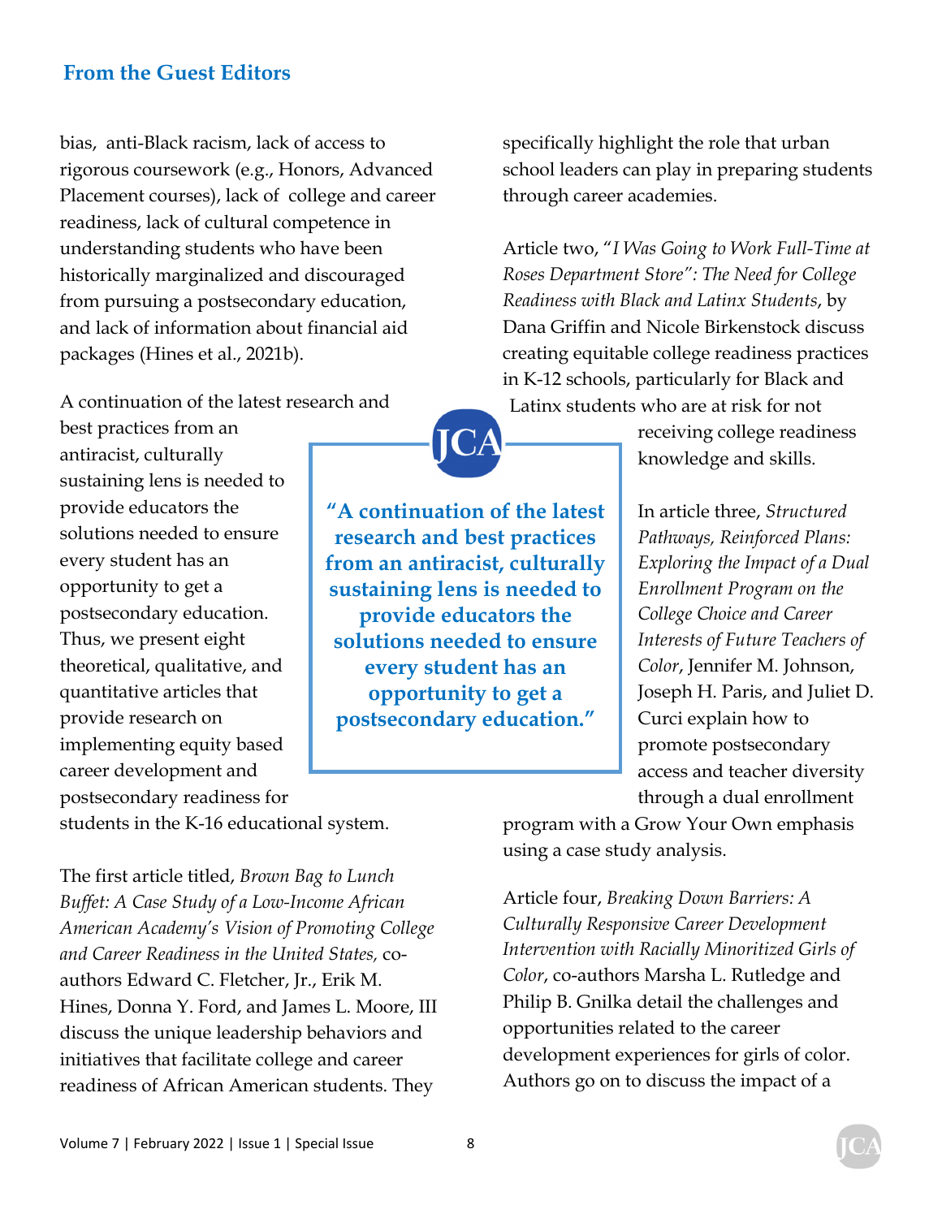## From the Guest Editors

bias, anti-Black racism, lack of access to rigorous coursework (e.g., Honors, Advanced Placement courses), lack of college and career readiness, lack of cultural competence in understanding students who have been historically marginalized and discouraged from pursuing a postsecondary education, and lack of information about financial aid packages (Hines et al., 2021b).

A continuation of the latest research and best practices from an antiracist, culturally sustaining lens is needed to provide educators the solutions needed to ensure every student has an opportunity to get a postsecondary education. Thus, we present eight theoretical, qualitative, and quantitative articles that provide research on implementing equity based career development and postsecondary readiness for students in the K-16 educational system.

> **"A continuation of the latest research and best practices from an antiracist, culturally sustaining lens is needed to provide educators the solutions needed to ensure every student has an opportunity to get a postsecondary education."**

The first article titled, *Brown Bag to Lunch Buffet: A Case Study of a Low-Income African American Academy's Vision of Promoting College and Career Readiness in the United States,* co-authors Edward C. Fletcher, Jr., Erik M. Hines, Donna Y. Ford, and James L. Moore, III discuss the unique leadership behaviors and initiatives that facilitate college and career readiness of African American students. They specifically highlight the role that urban school leaders can play in preparing students through career academies.

Article two, "*I Was Going to Work Full-Time at Roses Department Store": The Need for College Readiness with Black and Latinx Students*, by Dana Griffin and Nicole Birkenstock discuss creating equitable college readiness practices in K-12 schools, particularly for Black and Latinx students who are at risk for not receiving college readiness knowledge and skills.

In article three, *Structured Pathways, Reinforced Plans: Exploring the Impact of a Dual Enrollment Program on the College Choice and Career Interests of Future Teachers of Color*, Jennifer M. Johnson, Joseph H. Paris, and Juliet D. Curci explain how to promote postsecondary access and teacher diversity through a dual enrollment program with a Grow Your Own emphasis using a case study analysis.

Article four, *Breaking Down Barriers: A Culturally Responsive Career Development Intervention with Racially Minoritized Girls of Color*, co-authors Marsha L. Rutledge and Philip B. Gnilka detail the challenges and opportunities related to the career development experiences for girls of color. Authors go on to discuss the impact of a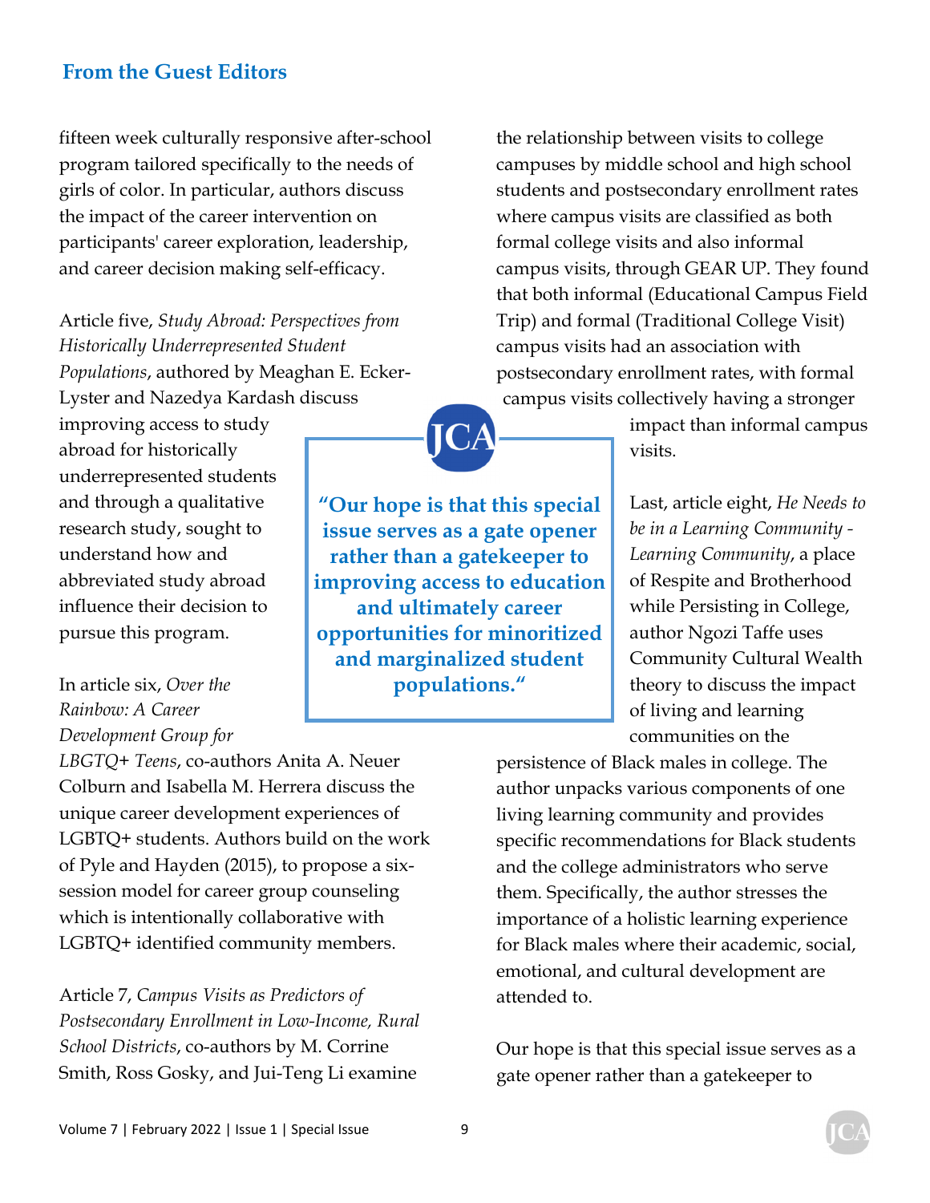fifteen week culturally responsive after-school program tailored specifically to the needs of girls of color. In particular, authors discuss the impact of the career intervention on participants' career exploration, leadership, and career decision making self-efficacy.

Article five, *Study Abroad: Perspectives from Historically Underrepresented Student Populations*, authored by Meaghan E. Ecker-Lyster and Nazedya Kardash discuss improving access to study abroad for historically underrepresented students and through a qualitative research study, sought to understand how and abbreviated study abroad influence their decision to pursue this program.

In article six, *Over the Rainbow: A Career Development Group for LBGTQ+ Teens*, co-authors Anita A. Neuer Colburn and Isabella M. Herrera discuss the unique career development experiences of LGBTQ+ students. Authors build on the work of Pyle and Hayden (2015), to propose a six-session model for career group counseling which is intentionally collaborative with LGBTQ+ identified community members.

Article 7, *Campus Visits as Predictors of Postsecondary Enrollment in Low-Income, Rural School Districts*, co-authors by M. Corrine Smith, Ross Gosky, and Jui-Teng Li examine the relationship between visits to college campuses by middle school and high school students and postsecondary enrollment rates where campus visits are classified as both formal college visits and also informal campus visits, through GEAR UP. They found that both informal (Educational Campus Field Trip) and formal (Traditional College Visit) campus visits had an association with postsecondary enrollment rates, with formal campus visits collectively having a stronger impact than informal campus visits.

> **"Our hope is that this special issue serves as a gate opener rather than a gatekeeper to improving access to education and ultimately career opportunities for minoritized and marginalized student populations."**

Last, article eight, *He Needs to be in a Learning Community - Learning Community*, a place of Respite and Brotherhood while Persisting in College, author Ngozi Taffe uses Community Cultural Wealth theory to discuss the impact of living and learning communities on the persistence of Black males in college. The author unpacks various components of one living learning community and provides specific recommendations for Black students and the college administrators who serve them. Specifically, the author stresses the importance of a holistic learning experience for Black males where their academic, social, emotional, and cultural development are attended to.

Our hope is that this special issue serves as a gate opener rather than a gatekeeper to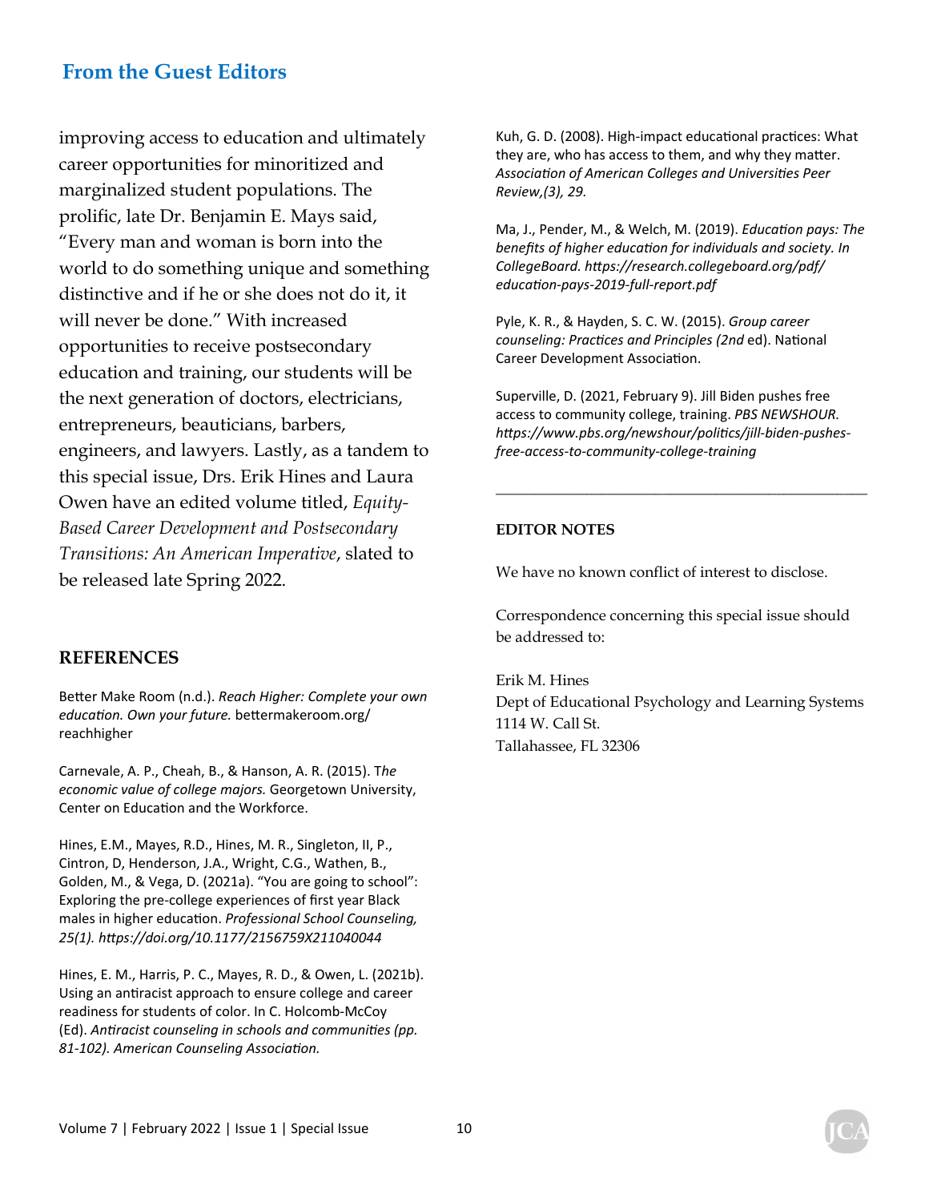improving access to education and ultimately career opportunities for minoritized and marginalized student populations. The prolific, late Dr. Benjamin E. Mays said, "Every man and woman is born into the world to do something unique and something distinctive and if he or she does not do it, it will never be done." With increased opportunities to receive postsecondary education and training, our students will be the next generation of doctors, electricians, entrepreneurs, beauticians, barbers, engineers, and lawyers. Lastly, as a tandem to this special issue, Drs. Erik Hines and Laura Owen have an edited volume titled, *Equity-Based Career Development and Postsecondary Transitions: An American Imperative*, slated to be released late Spring 2022.

## REFERENCES

Better Make Room (n.d.). *Reach Higher: Complete your own education. Own your future.* bettermakeroom.org/reachhigher

Carnevale, A. P., Cheah, B., & Hanson, A. R. (2015). T*he economic value of college majors.* Georgetown University, Center on Education and the Workforce.

Hines, E.M., Mayes, R.D., Hines, M. R., Singleton, II, P., Cintron, D, Henderson, J.A., Wright, C.G., Wathen, B., Golden, M., & Vega, D. (2021a). "You are going to school": Exploring the pre-college experiences of first year Black males in higher education. *Professional School Counseling, 25(1). https://doi.org/10.1177/2156759X211040044*

Hines, E. M., Harris, P. C., Mayes, R. D., & Owen, L. (2021b). Using an antiracist approach to ensure college and career readiness for students of color. In C. Holcomb-McCoy (Ed). *Antiracist counseling in schools and communities (pp. 81-102). American Counseling Association.*

Kuh, G. D. (2008). High-impact educational practices: What they are, who has access to them, and why they matter. *Association of American Colleges and Universities Peer Review,(3), 29.*

Ma, J., Pender, M., & Welch, M. (2019). *Education pays: The benefits of higher education for individuals and society. In CollegeBoard. https://research.collegeboard.org/pdf/education-pays-2019-full-report.pdf*

Pyle, K. R., & Hayden, S. C. W. (2015). *Group career counseling: Practices and Principles (2nd* ed). National Career Development Association.

Superville, D. (2021, February 9). Jill Biden pushes free access to community college, training. *PBS NEWSHOUR. https://www.pbs.org/newshour/politics/jill-biden-pushes-free-access-to-community-college-training*

---

## EDITOR NOTES

We have no known conflict of interest to disclose.

Correspondence concerning this special issue should be addressed to:

Erik M. Hines
Dept of Educational Psychology and Learning Systems
1114 W. Call St.
Tallahassee, FL 32306